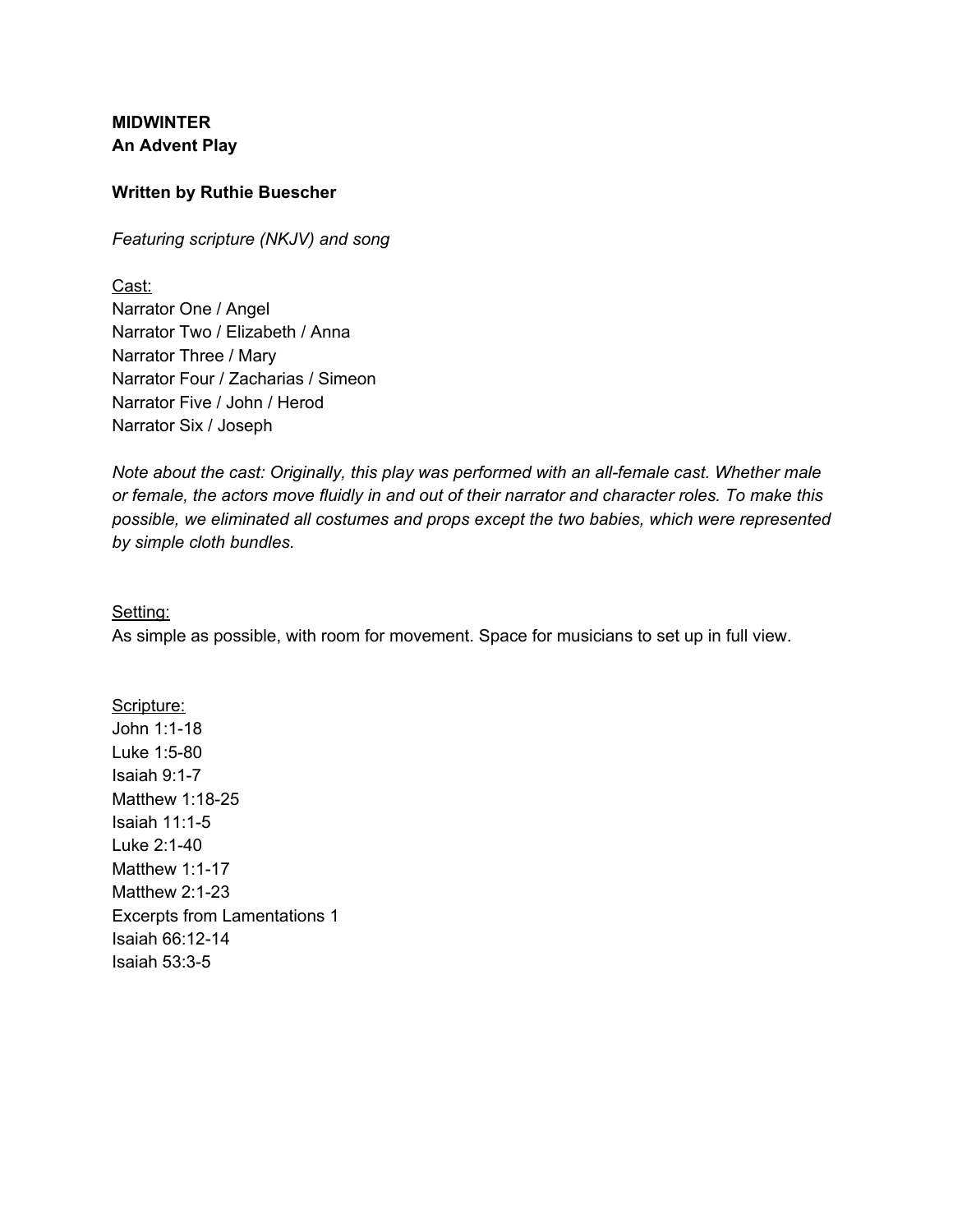**MIDWINTER**
**An Advent Play**

**Written by Ruthie Buescher**

*Featuring scripture (NKJV) and song*

<u>Cast:</u>
Narrator One / Angel
Narrator Two / Elizabeth / Anna
Narrator Three / Mary
Narrator Four / Zacharias / Simeon
Narrator Five / John / Herod
Narrator Six / Joseph

*Note about the cast: Originally, this play was performed with an all-female cast. Whether male or female, the actors move fluidly in and out of their narrator and character roles. To make this possible, we eliminated all costumes and props except the two babies, which were represented by simple cloth bundles.*

<u>Setting:</u>
As simple as possible, with room for movement. Space for musicians to set up in full view.

<u>Scripture:</u>
John 1:1-18
Luke 1:5-80
Isaiah 9:1-7
Matthew 1:18-25
Isaiah 11:1-5
Luke 2:1-40
Matthew 1:1-17
Matthew 2:1-23
Excerpts from Lamentations 1
Isaiah 66:12-14
Isaiah 53:3-5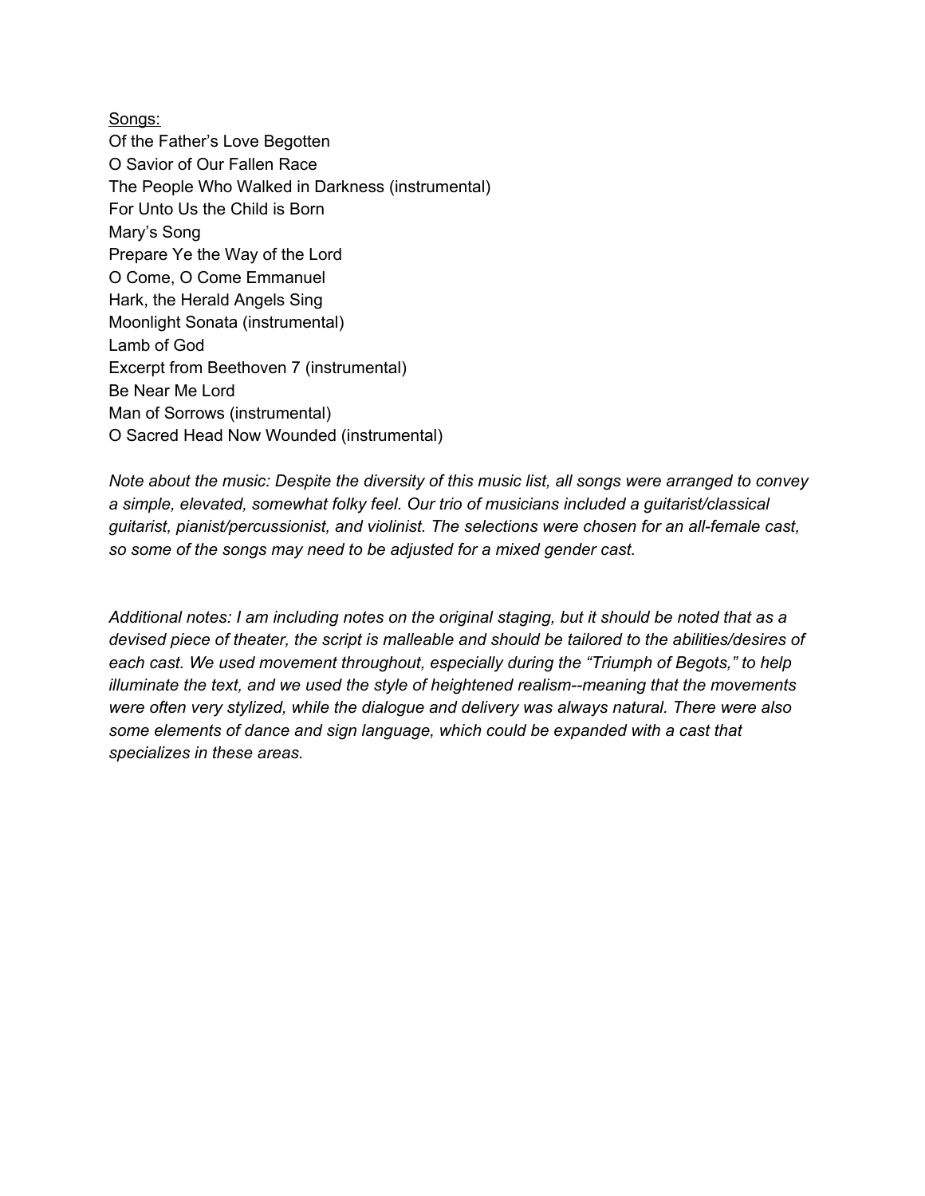<u>Songs:</u>

Of the Father's Love Begotten
O Savior of Our Fallen Race
The People Who Walked in Darkness (instrumental)
For Unto Us the Child is Born
Mary's Song
Prepare Ye the Way of the Lord
O Come, O Come Emmanuel
Hark, the Herald Angels Sing
Moonlight Sonata (instrumental)
Lamb of God
Excerpt from Beethoven 7 (instrumental)
Be Near Me Lord
Man of Sorrows (instrumental)
O Sacred Head Now Wounded (instrumental)

*Note about the music: Despite the diversity of this music list, all songs were arranged to convey a simple, elevated, somewhat folky feel. Our trio of musicians included a guitarist/classical guitarist, pianist/percussionist, and violinist. The selections were chosen for an all-female cast, so some of the songs may need to be adjusted for a mixed gender cast.*

*Additional notes: I am including notes on the original staging, but it should be noted that as a devised piece of theater, the script is malleable and should be tailored to the abilities/desires of each cast. We used movement throughout, especially during the "Triumph of Begots," to help illuminate the text, and we used the style of heightened realism--meaning that the movements were often very stylized, while the dialogue and delivery was always natural. There were also some elements of dance and sign language, which could be expanded with a cast that specializes in these areas.*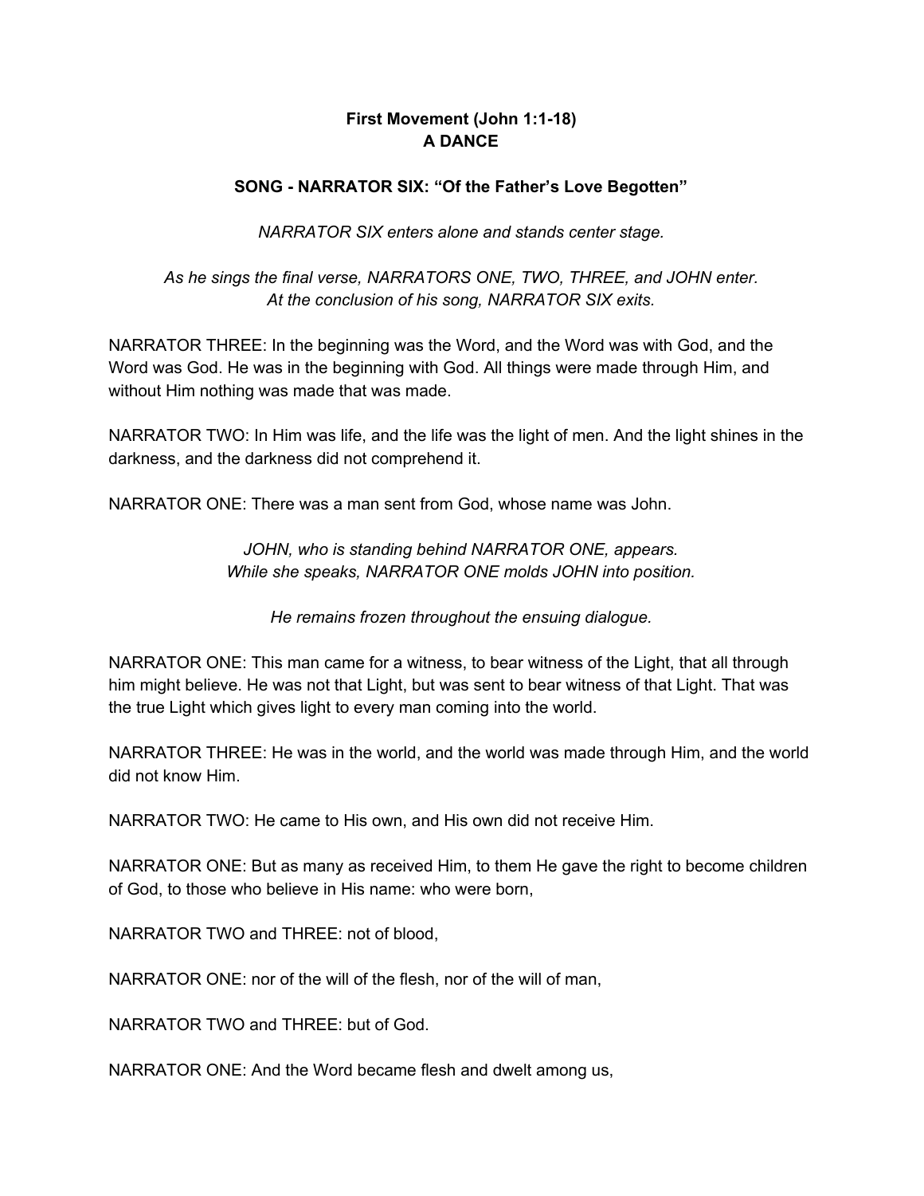**First Movement (John 1:1-18)**
**A DANCE**

**SONG - NARRATOR SIX: "Of the Father's Love Begotten"**

*NARRATOR SIX enters alone and stands center stage.*

*As he sings the final verse, NARRATORS ONE, TWO, THREE, and JOHN enter. At the conclusion of his song, NARRATOR SIX exits.*

NARRATOR THREE: In the beginning was the Word, and the Word was with God, and the Word was God. He was in the beginning with God. All things were made through Him, and without Him nothing was made that was made.

NARRATOR TWO: In Him was life, and the life was the light of men. And the light shines in the darkness, and the darkness did not comprehend it.

NARRATOR ONE: There was a man sent from God, whose name was John.

*JOHN, who is standing behind NARRATOR ONE, appears. While she speaks, NARRATOR ONE molds JOHN into position.*

*He remains frozen throughout the ensuing dialogue.*

NARRATOR ONE: This man came for a witness, to bear witness of the Light, that all through him might believe. He was not that Light, but was sent to bear witness of that Light. That was the true Light which gives light to every man coming into the world.

NARRATOR THREE: He was in the world, and the world was made through Him, and the world did not know Him.

NARRATOR TWO: He came to His own, and His own did not receive Him.

NARRATOR ONE: But as many as received Him, to them He gave the right to become children of God, to those who believe in His name: who were born,

NARRATOR TWO and THREE: not of blood,

NARRATOR ONE: nor of the will of the flesh, nor of the will of man,

NARRATOR TWO and THREE: but of God.

NARRATOR ONE: And the Word became flesh and dwelt among us,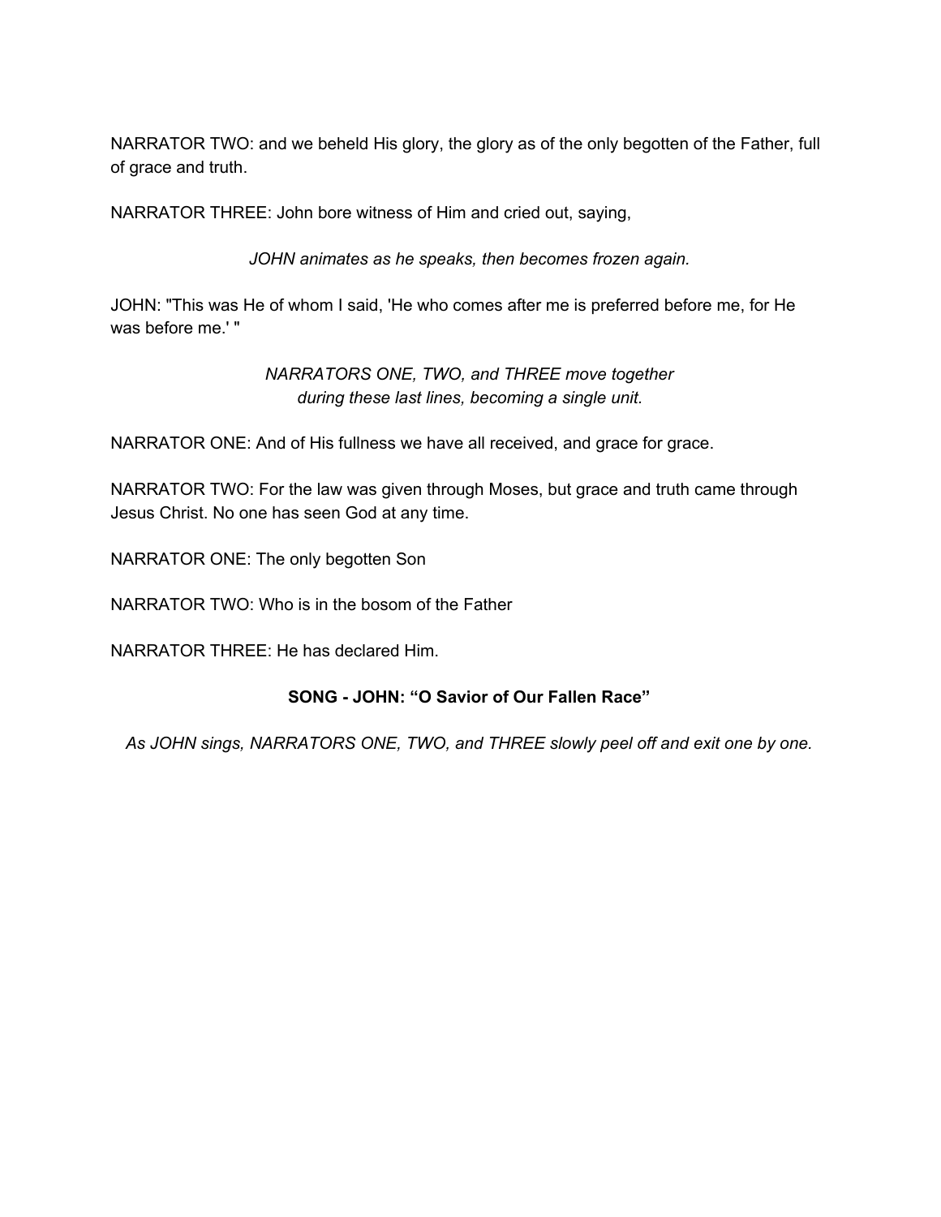NARRATOR TWO: and we beheld His glory, the glory as of the only begotten of the Father, full of grace and truth.

NARRATOR THREE: John bore witness of Him and cried out, saying,

*JOHN animates as he speaks, then becomes frozen again.*

JOHN: "This was He of whom I said, 'He who comes after me is preferred before me, for He was before me.' "

*NARRATORS ONE, TWO, and THREE move together during these last lines, becoming a single unit.*

NARRATOR ONE: And of His fullness we have all received, and grace for grace.

NARRATOR TWO: For the law was given through Moses, but grace and truth came through Jesus Christ. No one has seen God at any time.

NARRATOR ONE: The only begotten Son

NARRATOR TWO: Who is in the bosom of the Father

NARRATOR THREE: He has declared Him.

**SONG - JOHN: "O Savior of Our Fallen Race"**

*As JOHN sings, NARRATORS ONE, TWO, and THREE slowly peel off and exit one by one.*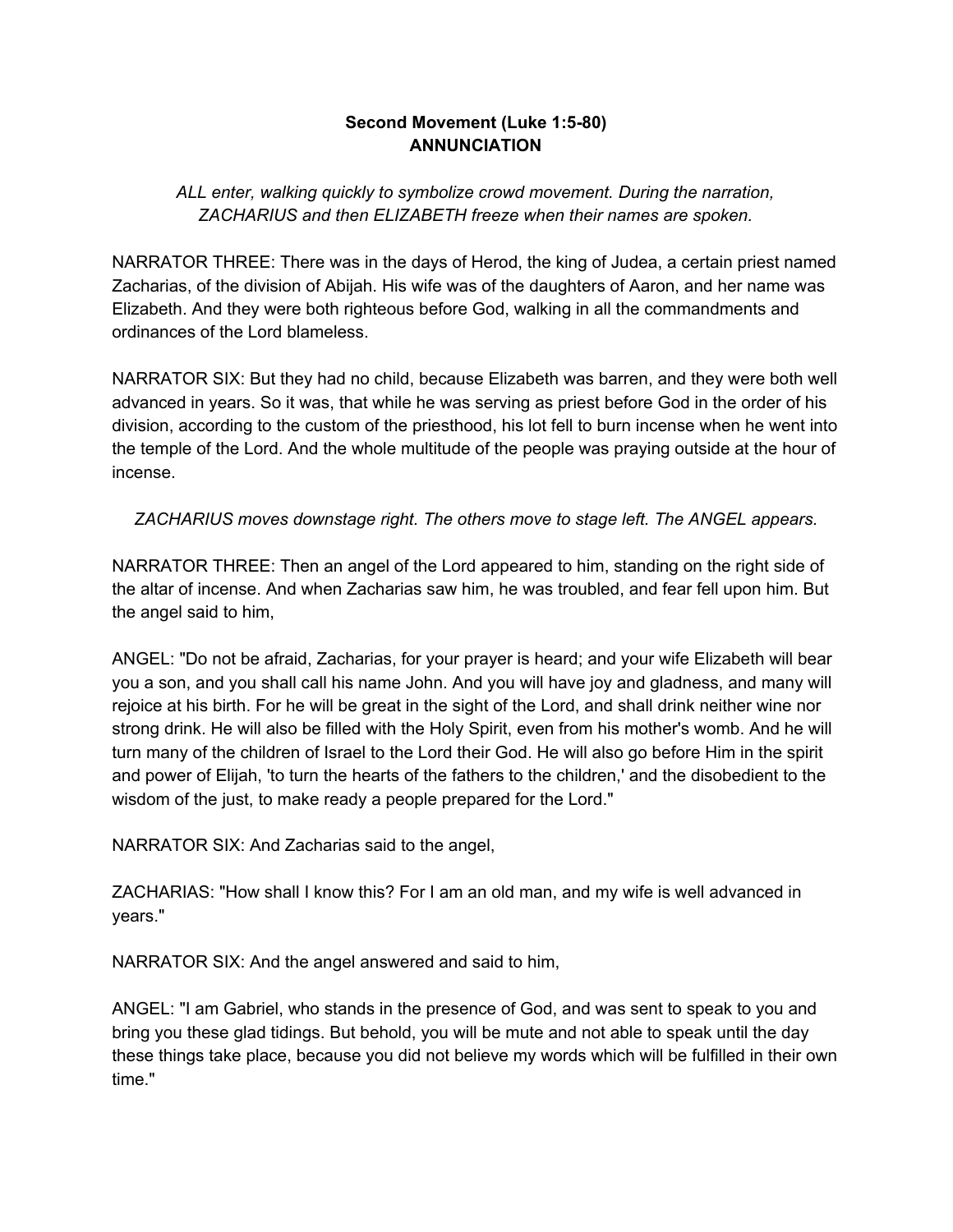**Second Movement (Luke 1:5-80)**
**ANNUNCIATION**

*ALL enter, walking quickly to symbolize crowd movement. During the narration, ZACHARIUS and then ELIZABETH freeze when their names are spoken.*

NARRATOR THREE: There was in the days of Herod, the king of Judea, a certain priest named Zacharias, of the division of Abijah. His wife was of the daughters of Aaron, and her name was Elizabeth. And they were both righteous before God, walking in all the commandments and ordinances of the Lord blameless.

NARRATOR SIX: But they had no child, because Elizabeth was barren, and they were both well advanced in years. So it was, that while he was serving as priest before God in the order of his division, according to the custom of the priesthood, his lot fell to burn incense when he went into the temple of the Lord. And the whole multitude of the people was praying outside at the hour of incense.

*ZACHARIUS moves downstage right. The others move to stage left. The ANGEL appears.*

NARRATOR THREE: Then an angel of the Lord appeared to him, standing on the right side of the altar of incense. And when Zacharias saw him, he was troubled, and fear fell upon him. But the angel said to him,

ANGEL: "Do not be afraid, Zacharias, for your prayer is heard; and your wife Elizabeth will bear you a son, and you shall call his name John. And you will have joy and gladness, and many will rejoice at his birth. For he will be great in the sight of the Lord, and shall drink neither wine nor strong drink. He will also be filled with the Holy Spirit, even from his mother's womb. And he will turn many of the children of Israel to the Lord their God. He will also go before Him in the spirit and power of Elijah, 'to turn the hearts of the fathers to the children,' and the disobedient to the wisdom of the just, to make ready a people prepared for the Lord."

NARRATOR SIX: And Zacharias said to the angel,

ZACHARIAS: "How shall I know this? For I am an old man, and my wife is well advanced in years."

NARRATOR SIX: And the angel answered and said to him,

ANGEL: "I am Gabriel, who stands in the presence of God, and was sent to speak to you and bring you these glad tidings. But behold, you will be mute and not able to speak until the day these things take place, because you did not believe my words which will be fulfilled in their own time."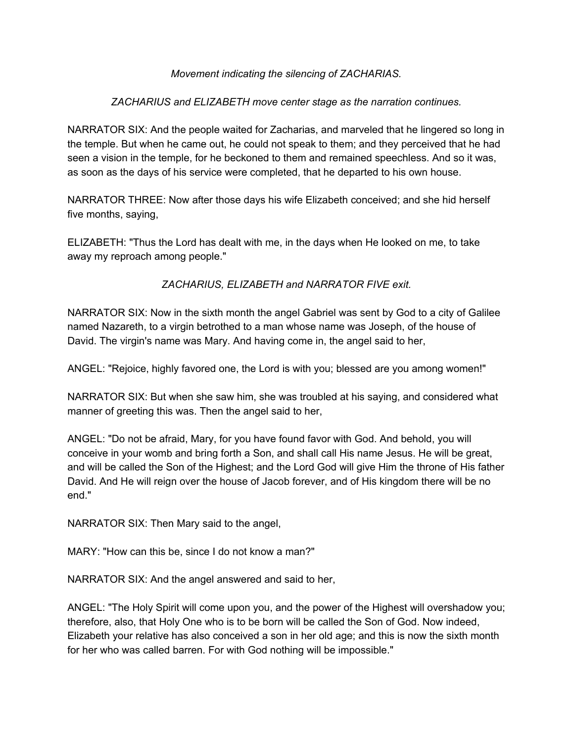*Movement indicating the silencing of ZACHARIAS.*

*ZACHARIUS and ELIZABETH move center stage as the narration continues.*

NARRATOR SIX: And the people waited for Zacharias, and marveled that he lingered so long in the temple. But when he came out, he could not speak to them; and they perceived that he had seen a vision in the temple, for he beckoned to them and remained speechless. And so it was, as soon as the days of his service were completed, that he departed to his own house.

NARRATOR THREE: Now after those days his wife Elizabeth conceived; and she hid herself five months, saying,

ELIZABETH: "Thus the Lord has dealt with me, in the days when He looked on me, to take away my reproach among people."

*ZACHARIUS, ELIZABETH and NARRATOR FIVE exit.*

NARRATOR SIX: Now in the sixth month the angel Gabriel was sent by God to a city of Galilee named Nazareth, to a virgin betrothed to a man whose name was Joseph, of the house of David. The virgin's name was Mary. And having come in, the angel said to her,

ANGEL: "Rejoice, highly favored one, the Lord is with you; blessed are you among women!"

NARRATOR SIX: But when she saw him, she was troubled at his saying, and considered what manner of greeting this was. Then the angel said to her,

ANGEL: "Do not be afraid, Mary, for you have found favor with God. And behold, you will conceive in your womb and bring forth a Son, and shall call His name Jesus. He will be great, and will be called the Son of the Highest; and the Lord God will give Him the throne of His father David. And He will reign over the house of Jacob forever, and of His kingdom there will be no end."

NARRATOR SIX: Then Mary said to the angel,

MARY: "How can this be, since I do not know a man?"

NARRATOR SIX: And the angel answered and said to her,

ANGEL: "The Holy Spirit will come upon you, and the power of the Highest will overshadow you; therefore, also, that Holy One who is to be born will be called the Son of God. Now indeed, Elizabeth your relative has also conceived a son in her old age; and this is now the sixth month for her who was called barren. For with God nothing will be impossible."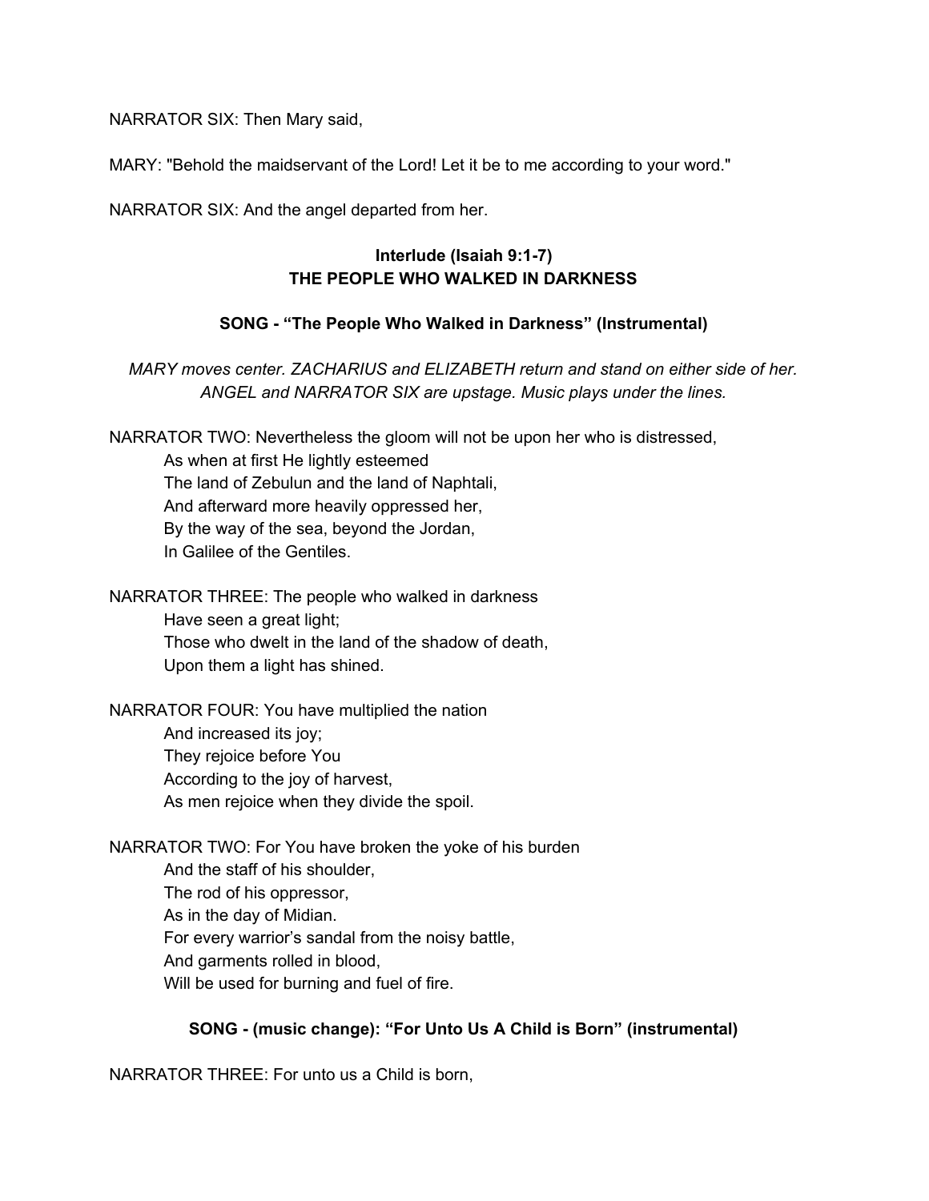NARRATOR SIX: Then Mary said,

MARY: "Behold the maidservant of the Lord! Let it be to me according to your word."

NARRATOR SIX: And the angel departed from her.

**Interlude (Isaiah 9:1-7)**
**THE PEOPLE WHO WALKED IN DARKNESS**

**SONG - "The People Who Walked in Darkness" (Instrumental)**

*MARY moves center. ZACHARIUS and ELIZABETH return and stand on either side of her. ANGEL and NARRATOR SIX are upstage. Music plays under the lines.*

NARRATOR TWO: Nevertheless the gloom will not be upon her who is distressed,
As when at first He lightly esteemed
The land of Zebulun and the land of Naphtali,
And afterward more heavily oppressed her,
By the way of the sea, beyond the Jordan,
In Galilee of the Gentiles.

NARRATOR THREE: The people who walked in darkness
Have seen a great light;
Those who dwelt in the land of the shadow of death,
Upon them a light has shined.

NARRATOR FOUR: You have multiplied the nation
And increased its joy;
They rejoice before You
According to the joy of harvest,
As men rejoice when they divide the spoil.

NARRATOR TWO: For You have broken the yoke of his burden
And the staff of his shoulder,
The rod of his oppressor,
As in the day of Midian.
For every warrior's sandal from the noisy battle,
And garments rolled in blood,
Will be used for burning and fuel of fire.

**SONG - (music change): "For Unto Us A Child is Born" (instrumental)**

NARRATOR THREE: For unto us a Child is born,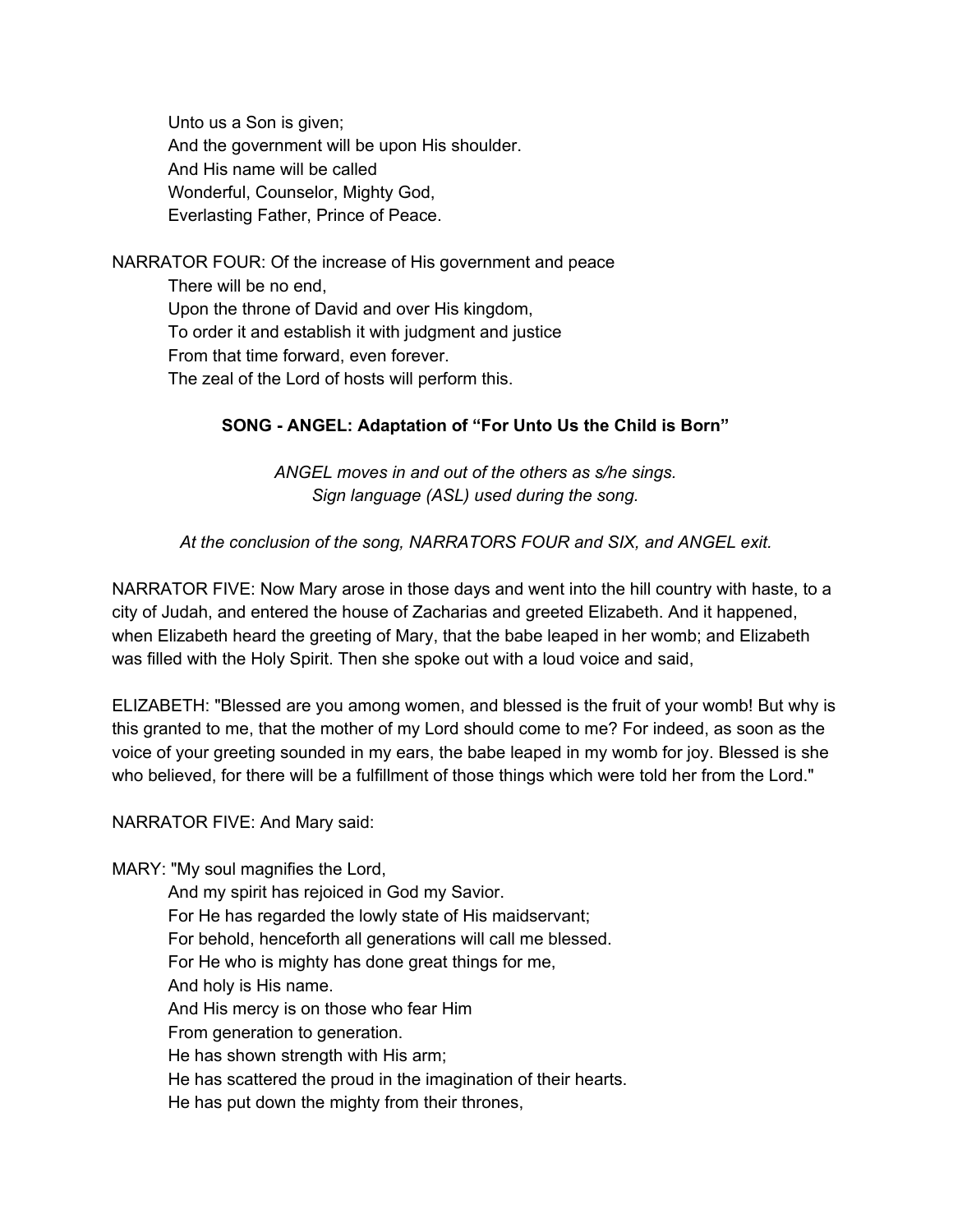Unto us a Son is given;
And the government will be upon His shoulder.
And His name will be called
Wonderful, Counselor, Mighty God,
Everlasting Father, Prince of Peace.

NARRATOR FOUR: Of the increase of His government and peace
There will be no end,
Upon the throne of David and over His kingdom,
To order it and establish it with judgment and justice
From that time forward, even forever.
The zeal of the Lord of hosts will perform this.

**SONG - ANGEL: Adaptation of "For Unto Us the Child is Born"**

*ANGEL moves in and out of the others as s/he sings.*
*Sign language (ASL) used during the song.*

*At the conclusion of the song, NARRATORS FOUR and SIX, and ANGEL exit.*

NARRATOR FIVE: Now Mary arose in those days and went into the hill country with haste, to a city of Judah, and entered the house of Zacharias and greeted Elizabeth. And it happened, when Elizabeth heard the greeting of Mary, that the babe leaped in her womb; and Elizabeth was filled with the Holy Spirit. Then she spoke out with a loud voice and said,

ELIZABETH: "Blessed are you among women, and blessed is the fruit of your womb! But why is this granted to me, that the mother of my Lord should come to me? For indeed, as soon as the voice of your greeting sounded in my ears, the babe leaped in my womb for joy. Blessed is she who believed, for there will be a fulfillment of those things which were told her from the Lord."

NARRATOR FIVE: And Mary said:

MARY: "My soul magnifies the Lord,
And my spirit has rejoiced in God my Savior.
For He has regarded the lowly state of His maidservant;
For behold, henceforth all generations will call me blessed.
For He who is mighty has done great things for me,
And holy is His name.
And His mercy is on those who fear Him
From generation to generation.
He has shown strength with His arm;
He has scattered the proud in the imagination of their hearts.
He has put down the mighty from their thrones,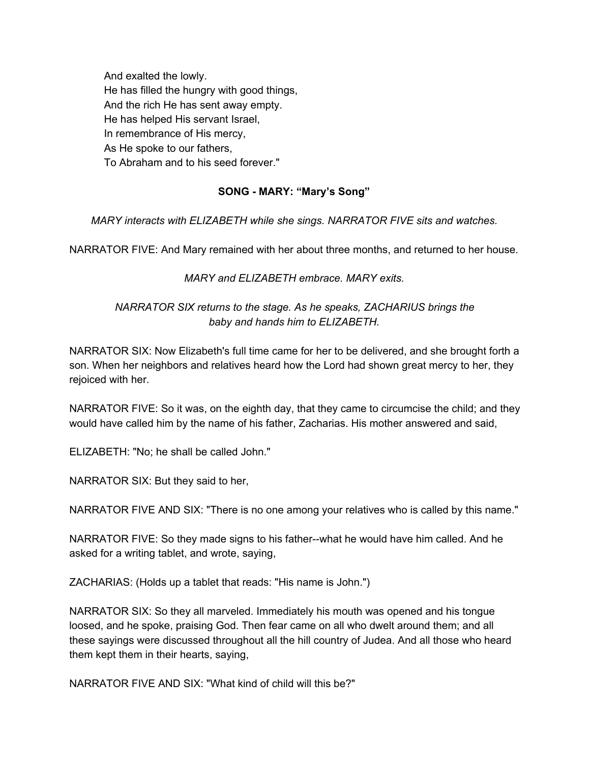And exalted the lowly.  
He has filled the hungry with good things,  
And the rich He has sent away empty.  
He has helped His servant Israel,  
In remembrance of His mercy,  
As He spoke to our fathers,  
To Abraham and to his seed forever."

**SONG - MARY: "Mary's Song"**

*MARY interacts with ELIZABETH while she sings. NARRATOR FIVE sits and watches.*

NARRATOR FIVE: And Mary remained with her about three months, and returned to her house.

*MARY and ELIZABETH embrace. MARY exits.*

*NARRATOR SIX returns to the stage. As he speaks, ZACHARIUS brings the baby and hands him to ELIZABETH.*

NARRATOR SIX: Now Elizabeth's full time came for her to be delivered, and she brought forth a son. When her neighbors and relatives heard how the Lord had shown great mercy to her, they rejoiced with her.

NARRATOR FIVE: So it was, on the eighth day, that they came to circumcise the child; and they would have called him by the name of his father, Zacharias. His mother answered and said,

ELIZABETH: "No; he shall be called John."

NARRATOR SIX: But they said to her,

NARRATOR FIVE AND SIX: "There is no one among your relatives who is called by this name."

NARRATOR FIVE: So they made signs to his father--what he would have him called. And he asked for a writing tablet, and wrote, saying,

ZACHARIAS: (Holds up a tablet that reads: "His name is John.")

NARRATOR SIX: So they all marveled. Immediately his mouth was opened and his tongue loosed, and he spoke, praising God. Then fear came on all who dwelt around them; and all these sayings were discussed throughout all the hill country of Judea. And all those who heard them kept them in their hearts, saying,

NARRATOR FIVE AND SIX: "What kind of child will this be?"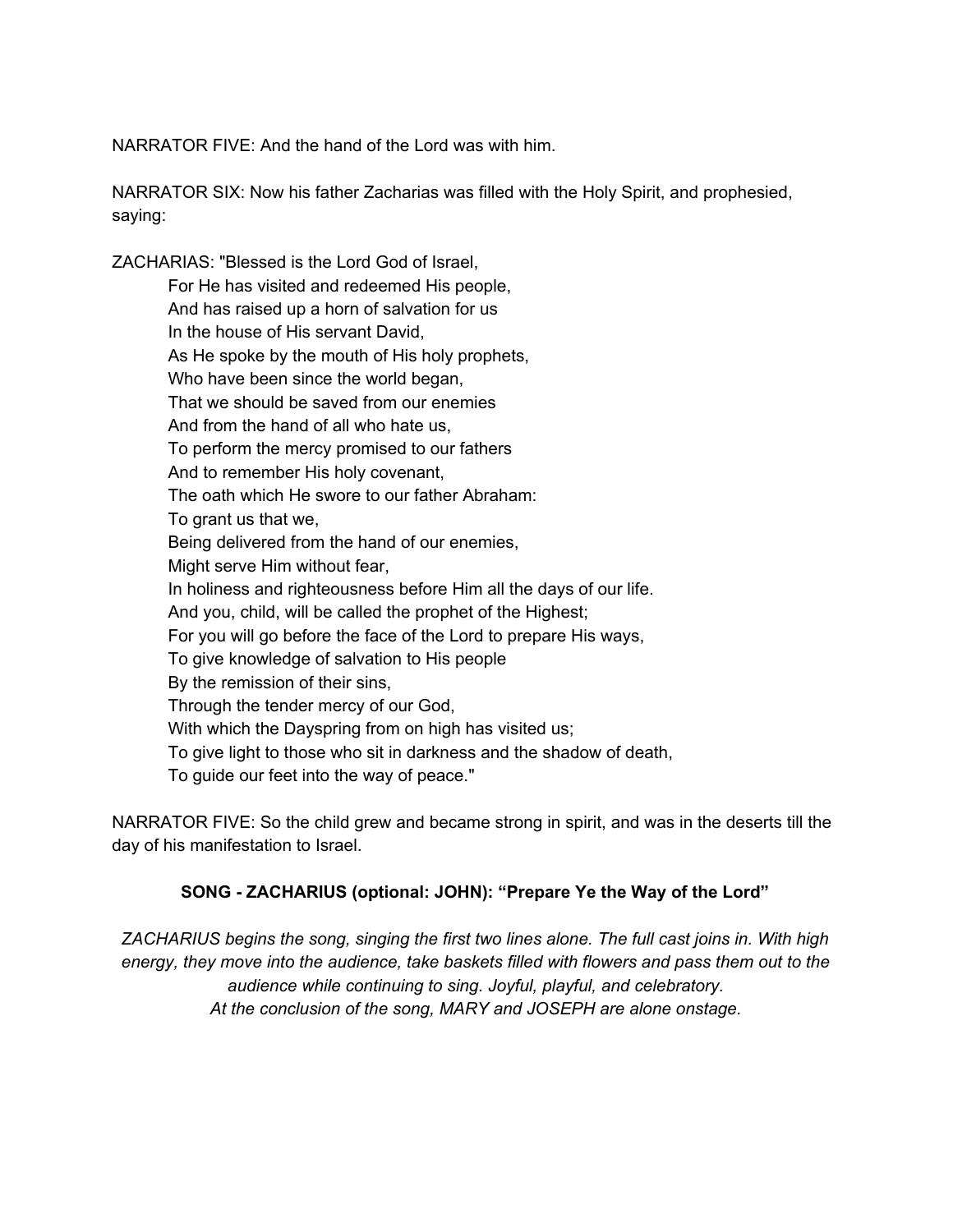NARRATOR FIVE: And the hand of the Lord was with him.

NARRATOR SIX: Now his father Zacharias was filled with the Holy Spirit, and prophesied, saying:

ZACHARIAS: "Blessed is the Lord God of Israel,
For He has visited and redeemed His people,
And has raised up a horn of salvation for us
In the house of His servant David,
As He spoke by the mouth of His holy prophets,
Who have been since the world began,
That we should be saved from our enemies
And from the hand of all who hate us,
To perform the mercy promised to our fathers
And to remember His holy covenant,
The oath which He swore to our father Abraham:
To grant us that we,
Being delivered from the hand of our enemies,
Might serve Him without fear,
In holiness and righteousness before Him all the days of our life.
And you, child, will be called the prophet of the Highest;
For you will go before the face of the Lord to prepare His ways,
To give knowledge of salvation to His people
By the remission of their sins,
Through the tender mercy of our God,
With which the Dayspring from on high has visited us;
To give light to those who sit in darkness and the shadow of death,
To guide our feet into the way of peace."

NARRATOR FIVE: So the child grew and became strong in spirit, and was in the deserts till the day of his manifestation to Israel.

**SONG - ZACHARIUS (optional: JOHN): "Prepare Ye the Way of the Lord"**

*ZACHARIUS begins the song, singing the first two lines alone. The full cast joins in. With high energy, they move into the audience, take baskets filled with flowers and pass them out to the audience while continuing to sing. Joyful, playful, and celebratory.*
*At the conclusion of the song, MARY and JOSEPH are alone onstage.*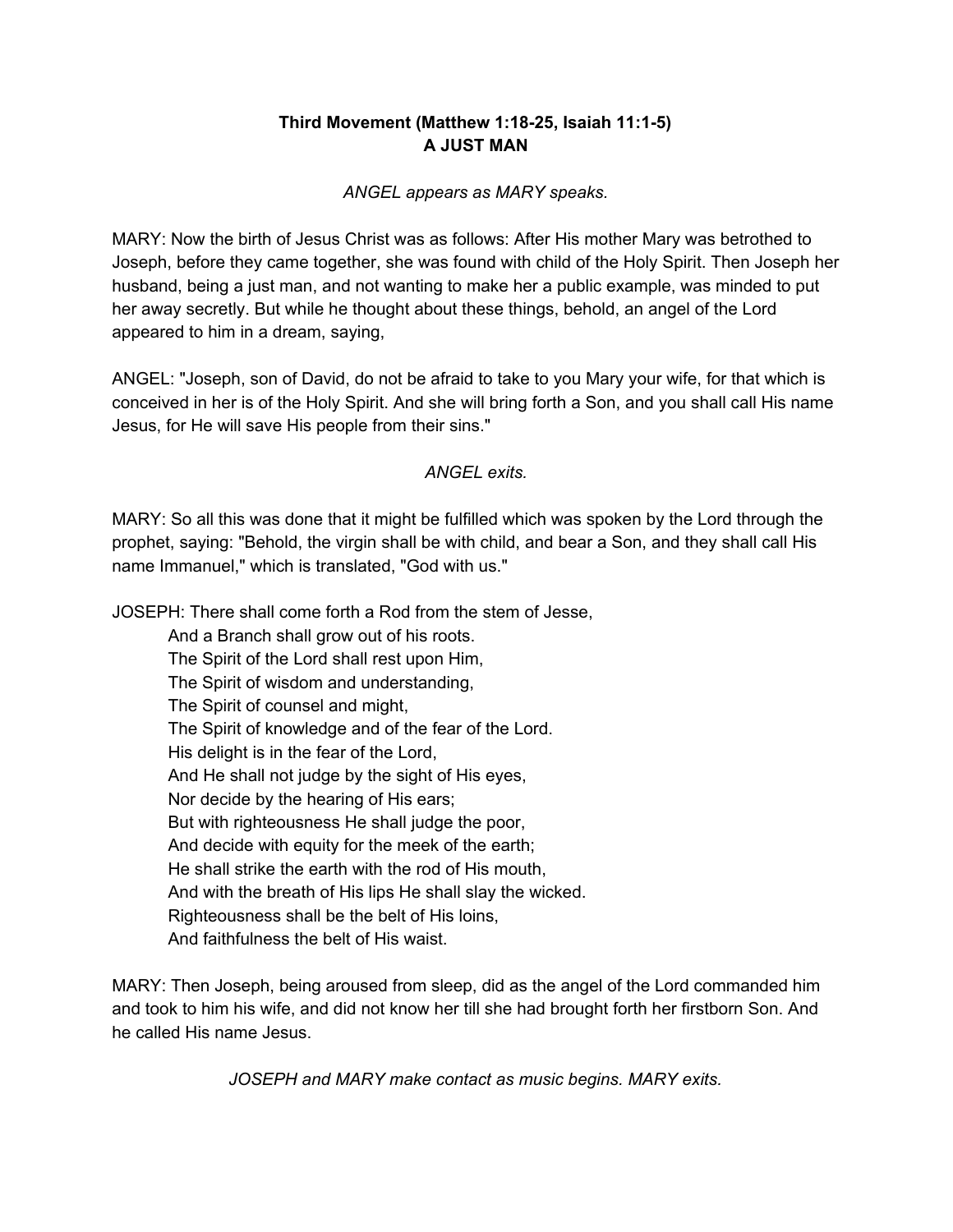**Third Movement (Matthew 1:18-25, Isaiah 11:1-5)**
**A JUST MAN**

*ANGEL appears as MARY speaks.*

MARY: Now the birth of Jesus Christ was as follows: After His mother Mary was betrothed to Joseph, before they came together, she was found with child of the Holy Spirit. Then Joseph her husband, being a just man, and not wanting to make her a public example, was minded to put her away secretly. But while he thought about these things, behold, an angel of the Lord appeared to him in a dream, saying,

ANGEL: "Joseph, son of David, do not be afraid to take to you Mary your wife, for that which is conceived in her is of the Holy Spirit. And she will bring forth a Son, and you shall call His name Jesus, for He will save His people from their sins."

*ANGEL exits.*

MARY: So all this was done that it might be fulfilled which was spoken by the Lord through the prophet, saying: "Behold, the virgin shall be with child, and bear a Son, and they shall call His name Immanuel," which is translated, "God with us."

JOSEPH: There shall come forth a Rod from the stem of Jesse,
And a Branch shall grow out of his roots.
The Spirit of the Lord shall rest upon Him,
The Spirit of wisdom and understanding,
The Spirit of counsel and might,
The Spirit of knowledge and of the fear of the Lord.
His delight is in the fear of the Lord,
And He shall not judge by the sight of His eyes,
Nor decide by the hearing of His ears;
But with righteousness He shall judge the poor,
And decide with equity for the meek of the earth;
He shall strike the earth with the rod of His mouth,
And with the breath of His lips He shall slay the wicked.
Righteousness shall be the belt of His loins,
And faithfulness the belt of His waist.

MARY: Then Joseph, being aroused from sleep, did as the angel of the Lord commanded him and took to him his wife, and did not know her till she had brought forth her firstborn Son. And he called His name Jesus.

*JOSEPH and MARY make contact as music begins. MARY exits.*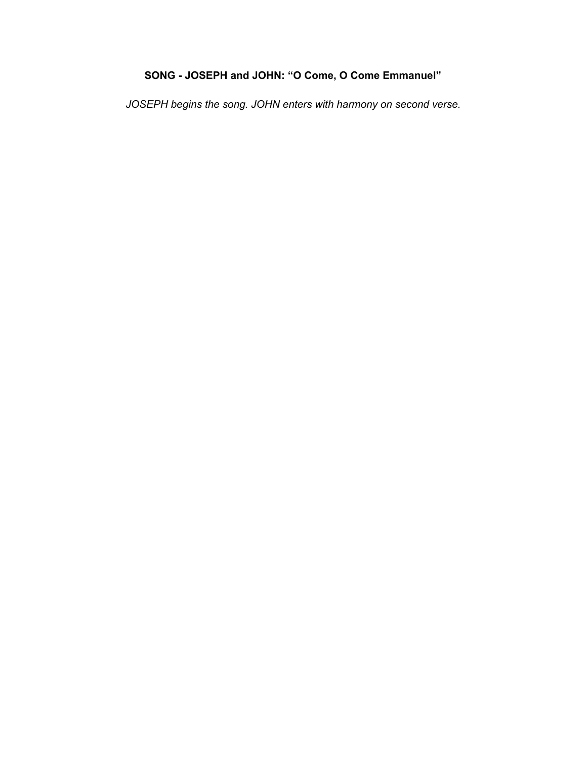**SONG - JOSEPH and JOHN: “O Come, O Come Emmanuel”**

*JOSEPH begins the song. JOHN enters with harmony on second verse.*